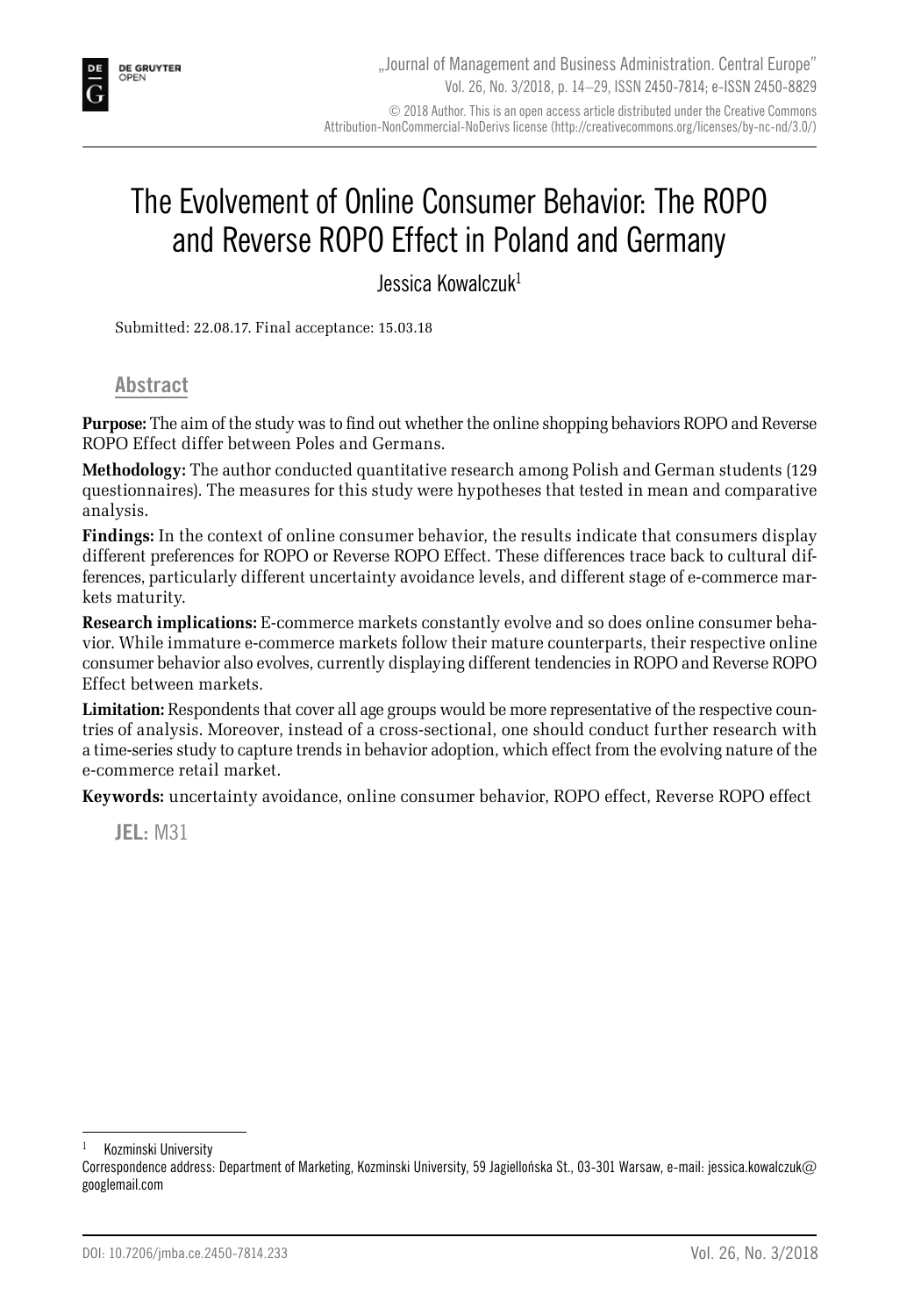# The Evolvement of Online Consumer Behavior: The ROPO and Reverse ROPO Effect in Poland and Germany

Jessica Kowalczuk[1]

Submitted: 22.08.17. Final acceptance: 15.03.18

## Abstract

**Purpose:** The aim of the study was to find out whether the online shopping behaviors ROPO and Reverse ROPO Effect differ between Poles and Germans.

**Methodology:** The author conducted quantitative research among Polish and German students (129 questionnaires). The measures for this study were hypotheses that tested in mean and comparative analysis.

**Findings:** In the context of online consumer behavior, the results indicate that consumers display different preferences for ROPO or Reverse ROPO Effect. These differences trace back to cultural differences, particularly different uncertainty avoidance levels, and different stage of e-commerce markets maturity.

**Research implications:** E-commerce markets constantly evolve and so does online consumer behavior. While immature e-commerce markets follow their mature counterparts, their respective online consumer behavior also evolves, currently displaying different tendencies in ROPO and Reverse ROPO Effect between markets.

**Limitation:** Respondents that cover all age groups would be more representative of the respective countries of analysis. Moreover, instead of a cross-sectional, one should conduct further research with a time-series study to capture trends in behavior adoption, which effect from the evolving nature of the e-commerce retail market.

**Keywords:** uncertainty avoidance, online consumer behavior, ROPO effect, Reverse ROPO effect

**JEL:** M31

---

[1] Kozminski University

Correspondence address: Department of Marketing, Kozminski University, 59 Jagiellońska St., 03-301 Warsaw, e-mail: jessica.kowalczuk@googlemail.com

DOI: 10.7206/jmba.ce.2450-7814.233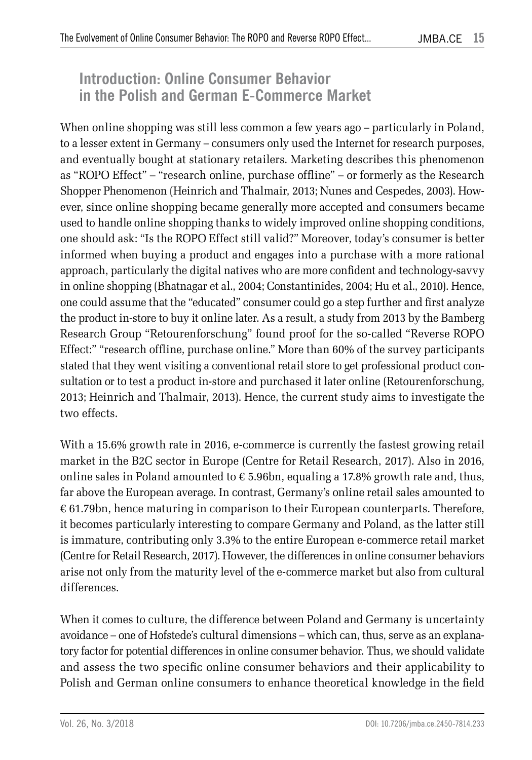## Introduction: Online Consumer Behavior in the Polish and German E-Commerce Market

When online shopping was still less common a few years ago – particularly in Poland, to a lesser extent in Germany – consumers only used the Internet for research purposes, and eventually bought at stationary retailers. Marketing describes this phenomenon as "ROPO Effect" – "research online, purchase offline" – or formerly as the Research Shopper Phenomenon (Heinrich and Thalmair, 2013; Nunes and Cespedes, 2003). However, since online shopping became generally more accepted and consumers became used to handle online shopping thanks to widely improved online shopping conditions, one should ask: "Is the ROPO Effect still valid?" Moreover, today's consumer is better informed when buying a product and engages into a purchase with a more rational approach, particularly the digital natives who are more confident and technology-savvy in online shopping (Bhatnagar et al., 2004; Constantinides, 2004; Hu et al., 2010). Hence, one could assume that the "educated" consumer could go a step further and first analyze the product in-store to buy it online later. As a result, a study from 2013 by the Bamberg Research Group "Retourenforschung" found proof for the so-called "Reverse ROPO Effect:" "research offline, purchase online." More than 60% of the survey participants stated that they went visiting a conventional retail store to get professional product consultation or to test a product in-store and purchased it later online (Retourenforschung, 2013; Heinrich and Thalmair, 2013). Hence, the current study aims to investigate the two effects.

With a 15.6% growth rate in 2016, e-commerce is currently the fastest growing retail market in the B2C sector in Europe (Centre for Retail Research, 2017). Also in 2016, online sales in Poland amounted to € 5.96bn, equaling a 17.8% growth rate and, thus, far above the European average. In contrast, Germany's online retail sales amounted to € 61.79bn, hence maturing in comparison to their European counterparts. Therefore, it becomes particularly interesting to compare Germany and Poland, as the latter still is immature, contributing only 3.3% to the entire European e-commerce retail market (Centre for Retail Research, 2017). However, the differences in online consumer behaviors arise not only from the maturity level of the e-commerce market but also from cultural differences.

When it comes to culture, the difference between Poland and Germany is uncertainty avoidance – one of Hofstede's cultural dimensions – which can, thus, serve as an explanatory factor for potential differences in online consumer behavior. Thus, we should validate and assess the two specific online consumer behaviors and their applicability to Polish and German online consumers to enhance theoretical knowledge in the field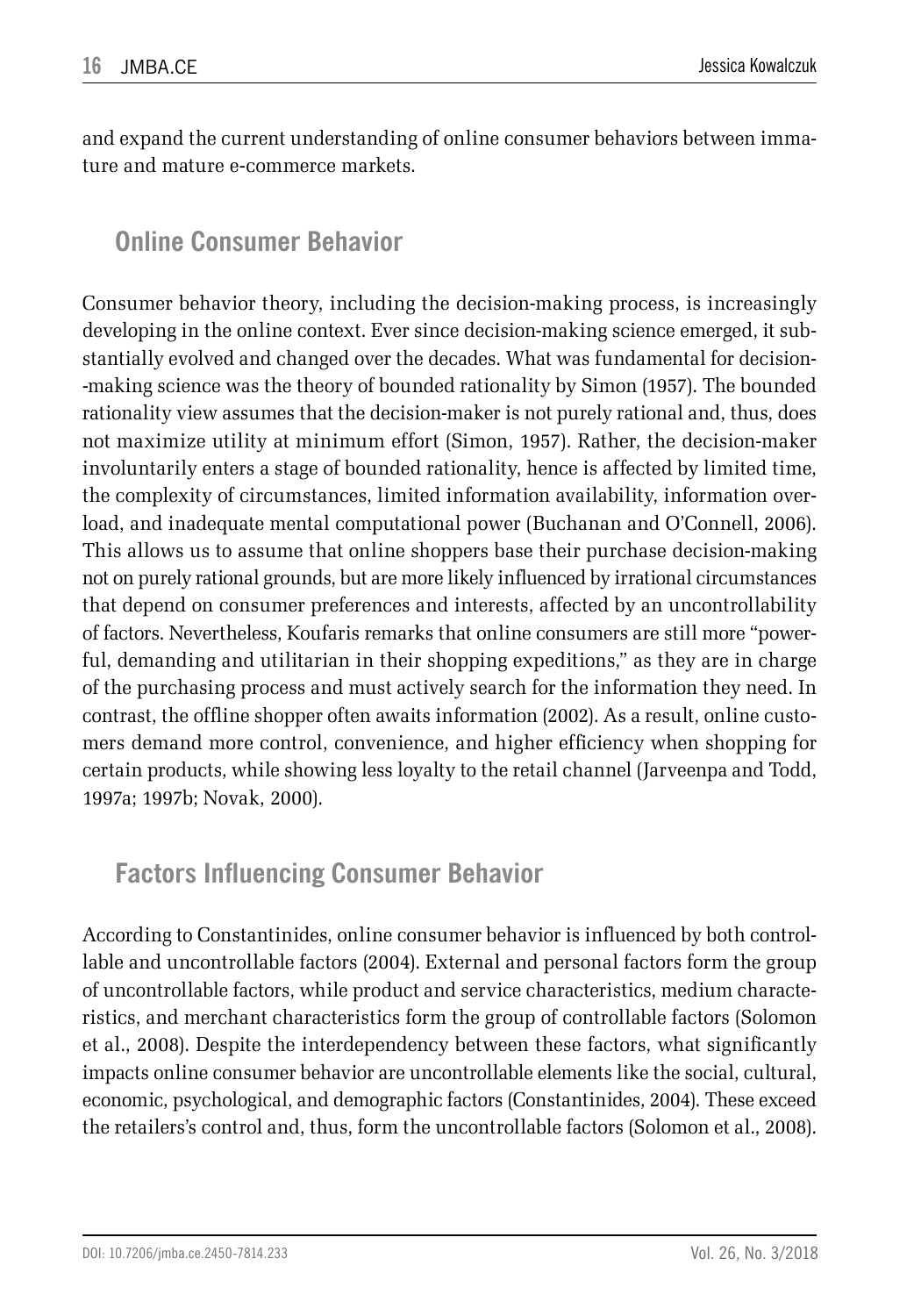and expand the current understanding of online consumer behaviors between immature and mature e-commerce markets.

## Online Consumer Behavior

Consumer behavior theory, including the decision-making process, is increasingly developing in the online context. Ever since decision-making science emerged, it substantially evolved and changed over the decades. What was fundamental for decision-making science was the theory of bounded rationality by Simon (1957). The bounded rationality view assumes that the decision-maker is not purely rational and, thus, does not maximize utility at minimum effort (Simon, 1957). Rather, the decision-maker involuntarily enters a stage of bounded rationality, hence is affected by limited time, the complexity of circumstances, limited information availability, information overload, and inadequate mental computational power (Buchanan and O'Connell, 2006). This allows us to assume that online shoppers base their purchase decision-making not on purely rational grounds, but are more likely influenced by irrational circumstances that depend on consumer preferences and interests, affected by an uncontrollability of factors. Nevertheless, Koufaris remarks that online consumers are still more "powerful, demanding and utilitarian in their shopping expeditions," as they are in charge of the purchasing process and must actively search for the information they need. In contrast, the offline shopper often awaits information (2002). As a result, online customers demand more control, convenience, and higher efficiency when shopping for certain products, while showing less loyalty to the retail channel (Jarveenpa and Todd, 1997a; 1997b; Novak, 2000).

## Factors Influencing Consumer Behavior

According to Constantinides, online consumer behavior is influenced by both controllable and uncontrollable factors (2004). External and personal factors form the group of uncontrollable factors, while product and service characteristics, medium characteristics, and merchant characteristics form the group of controllable factors (Solomon et al., 2008). Despite the interdependency between these factors, what significantly impacts online consumer behavior are uncontrollable elements like the social, cultural, economic, psychological, and demographic factors (Constantinides, 2004). These exceed the retailers's control and, thus, form the uncontrollable factors (Solomon et al., 2008).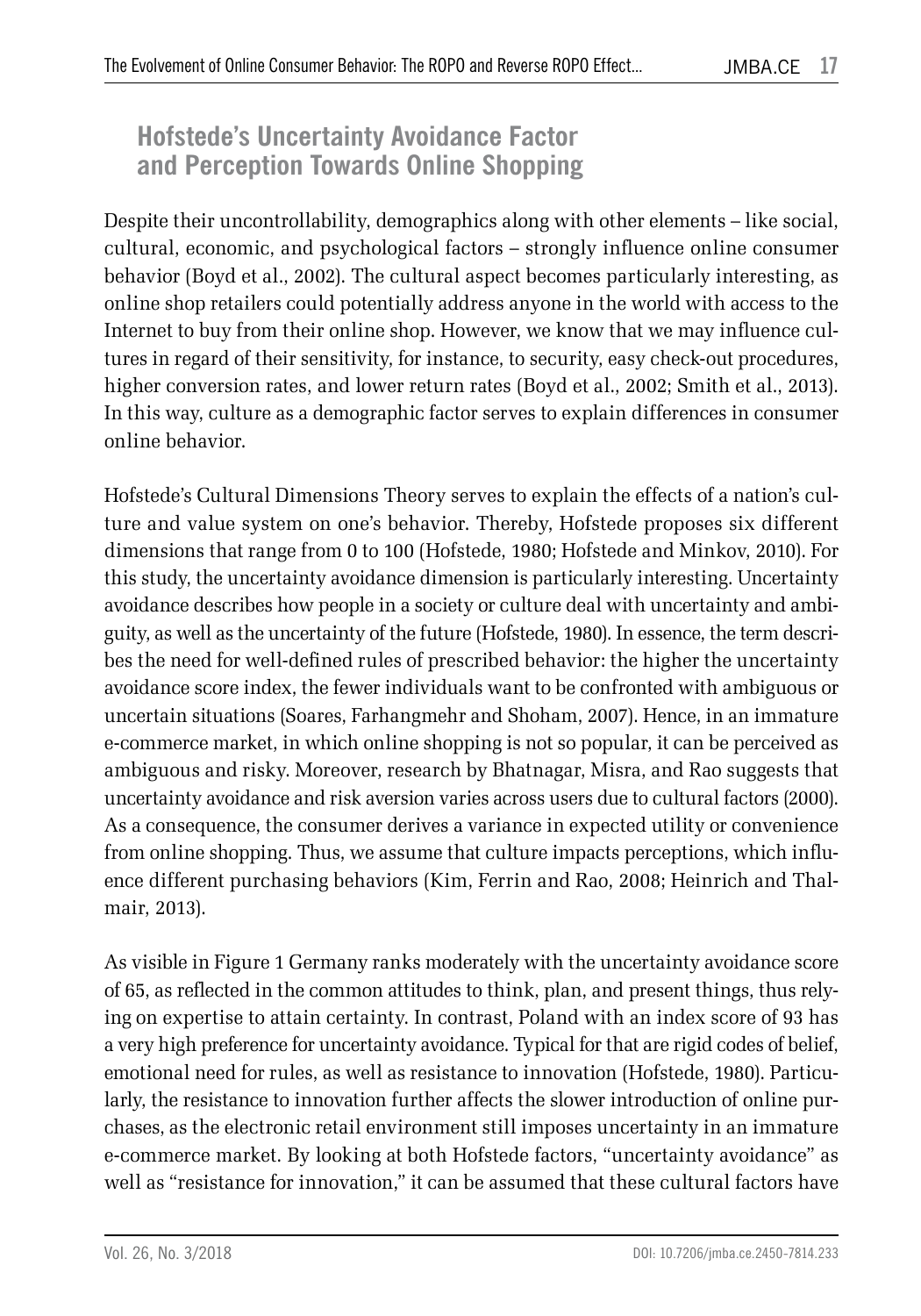## Hofstede's Uncertainty Avoidance Factor and Perception Towards Online Shopping

Despite their uncontrollability, demographics along with other elements – like social, cultural, economic, and psychological factors – strongly influence online consumer behavior (Boyd et al., 2002). The cultural aspect becomes particularly interesting, as online shop retailers could potentially address anyone in the world with access to the Internet to buy from their online shop. However, we know that we may influence cultures in regard of their sensitivity, for instance, to security, easy check-out procedures, higher conversion rates, and lower return rates (Boyd et al., 2002; Smith et al., 2013). In this way, culture as a demographic factor serves to explain differences in consumer online behavior.

Hofstede's Cultural Dimensions Theory serves to explain the effects of a nation's culture and value system on one's behavior. Thereby, Hofstede proposes six different dimensions that range from 0 to 100 (Hofstede, 1980; Hofstede and Minkov, 2010). For this study, the uncertainty avoidance dimension is particularly interesting. Uncertainty avoidance describes how people in a society or culture deal with uncertainty and ambiguity, as well as the uncertainty of the future (Hofstede, 1980). In essence, the term describes the need for well-defined rules of prescribed behavior: the higher the uncertainty avoidance score index, the fewer individuals want to be confronted with ambiguous or uncertain situations (Soares, Farhangmehr and Shoham, 2007). Hence, in an immature e-commerce market, in which online shopping is not so popular, it can be perceived as ambiguous and risky. Moreover, research by Bhatnagar, Misra, and Rao suggests that uncertainty avoidance and risk aversion varies across users due to cultural factors (2000). As a consequence, the consumer derives a variance in expected utility or convenience from online shopping. Thus, we assume that culture impacts perceptions, which influence different purchasing behaviors (Kim, Ferrin and Rao, 2008; Heinrich and Thalmair, 2013).

As visible in Figure 1 Germany ranks moderately with the uncertainty avoidance score of 65, as reflected in the common attitudes to think, plan, and present things, thus relying on expertise to attain certainty. In contrast, Poland with an index score of 93 has a very high preference for uncertainty avoidance. Typical for that are rigid codes of belief, emotional need for rules, as well as resistance to innovation (Hofstede, 1980). Particularly, the resistance to innovation further affects the slower introduction of online purchases, as the electronic retail environment still imposes uncertainty in an immature e-commerce market. By looking at both Hofstede factors, "uncertainty avoidance" as well as "resistance for innovation," it can be assumed that these cultural factors have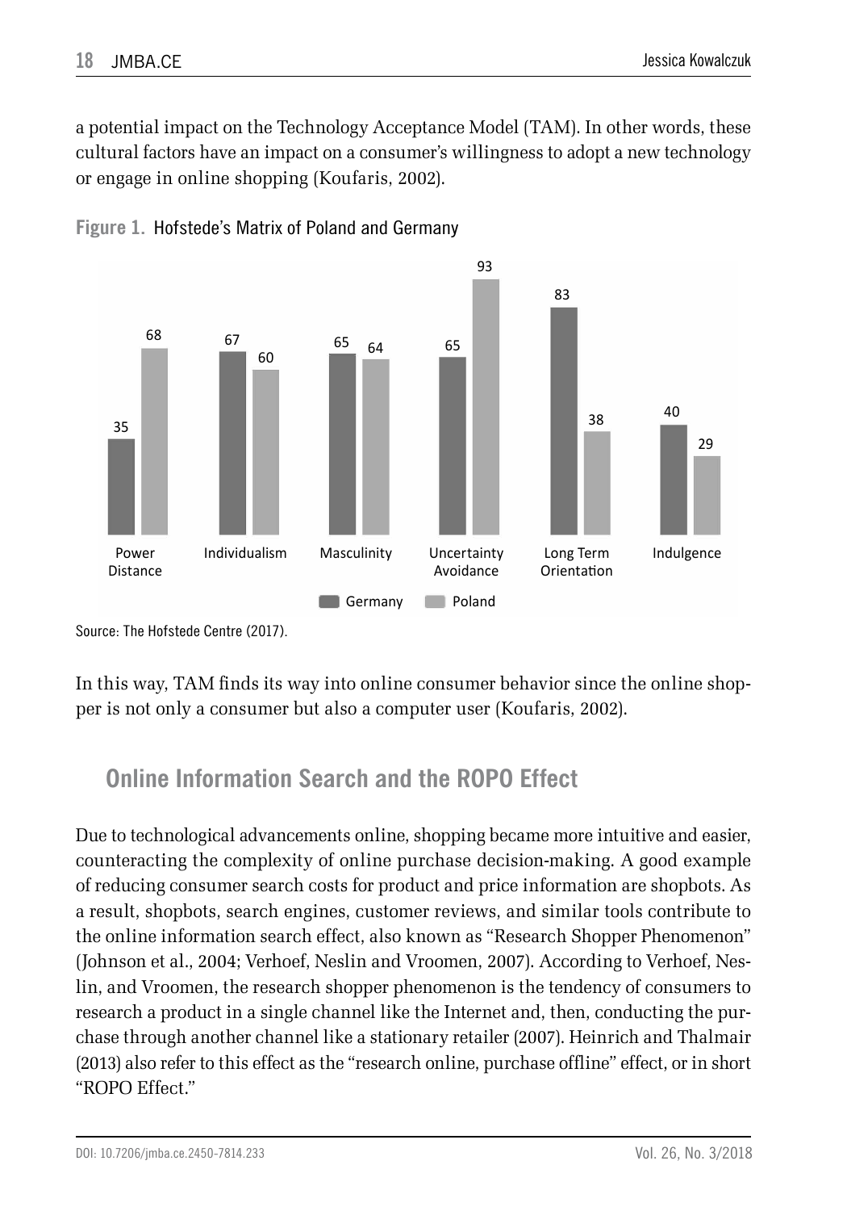a potential impact on the Technology Acceptance Model (TAM). In other words, these cultural factors have an impact on a consumer's willingness to adopt a new technology or engage in online shopping (Koufaris, 2002).

**Figure 1.** Hofstede's Matrix of Poland and Germany

| Dimension | Germany | Poland |
| --- | --- | --- |
| Power Distance | 35 | 68 |
| Individualism | 67 | 60 |
| Masculinity | 65 | 64 |
| Uncertainty Avoidance | 65 | 93 |
| Long Term Orientation | 83 | 38 |
| Indulgence | 40 | 29 |

Source: The Hofstede Centre (2017).

In this way, TAM finds its way into online consumer behavior since the online shopper is not only a consumer but also a computer user (Koufaris, 2002).

## Online Information Search and the ROPO Effect

Due to technological advancements online, shopping became more intuitive and easier, counteracting the complexity of online purchase decision-making. A good example of reducing consumer search costs for product and price information are shopbots. As a result, shopbots, search engines, customer reviews, and similar tools contribute to the online information search effect, also known as "Research Shopper Phenomenon" (Johnson et al., 2004; Verhoef, Neslin and Vroomen, 2007). According to Verhoef, Neslin, and Vroomen, the research shopper phenomenon is the tendency of consumers to research a product in a single channel like the Internet and, then, conducting the purchase through another channel like a stationary retailer (2007). Heinrich and Thalmair (2013) also refer to this effect as the "research online, purchase offline" effect, or in short "ROPO Effect."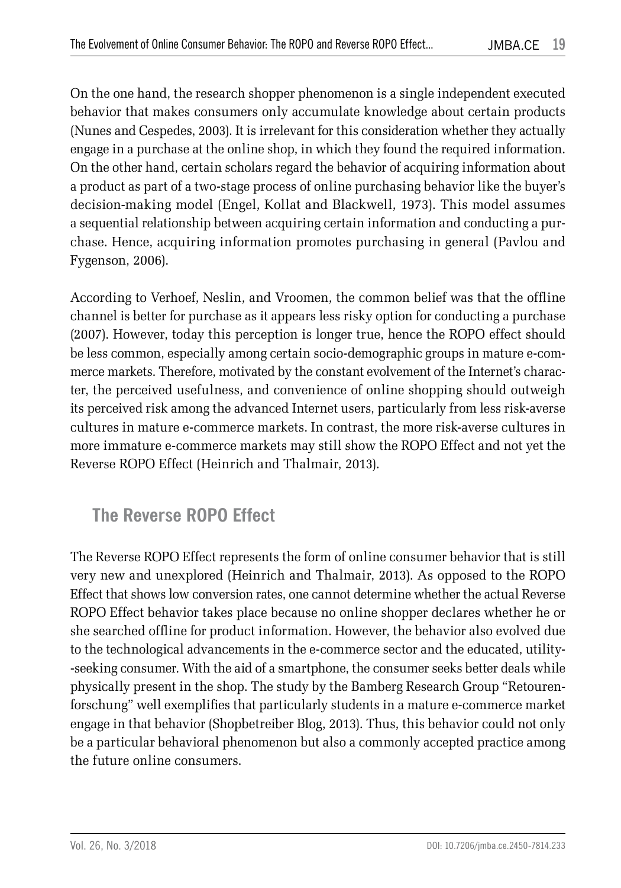On the one hand, the research shopper phenomenon is a single independent executed behavior that makes consumers only accumulate knowledge about certain products (Nunes and Cespedes, 2003). It is irrelevant for this consideration whether they actually engage in a purchase at the online shop, in which they found the required information. On the other hand, certain scholars regard the behavior of acquiring information about a product as part of a two-stage process of online purchasing behavior like the buyer's decision-making model (Engel, Kollat and Blackwell, 1973). This model assumes a sequential relationship between acquiring certain information and conducting a purchase. Hence, acquiring information promotes purchasing in general (Pavlou and Fygenson, 2006).

According to Verhoef, Neslin, and Vroomen, the common belief was that the offline channel is better for purchase as it appears less risky option for conducting a purchase (2007). However, today this perception is longer true, hence the ROPO effect should be less common, especially among certain socio-demographic groups in mature e-commerce markets. Therefore, motivated by the constant evolvement of the Internet's character, the perceived usefulness, and convenience of online shopping should outweigh its perceived risk among the advanced Internet users, particularly from less risk-averse cultures in mature e-commerce markets. In contrast, the more risk-averse cultures in more immature e-commerce markets may still show the ROPO Effect and not yet the Reverse ROPO Effect (Heinrich and Thalmair, 2013).

## The Reverse ROPO Effect

The Reverse ROPO Effect represents the form of online consumer behavior that is still very new and unexplored (Heinrich and Thalmair, 2013). As opposed to the ROPO Effect that shows low conversion rates, one cannot determine whether the actual Reverse ROPO Effect behavior takes place because no online shopper declares whether he or she searched offline for product information. However, the behavior also evolved due to the technological advancements in the e-commerce sector and the educated, utility-seeking consumer. With the aid of a smartphone, the consumer seeks better deals while physically present in the shop. The study by the Bamberg Research Group "Retourenforschung" well exemplifies that particularly students in a mature e-commerce market engage in that behavior (Shopbetreiber Blog, 2013). Thus, this behavior could not only be a particular behavioral phenomenon but also a commonly accepted practice among the future online consumers.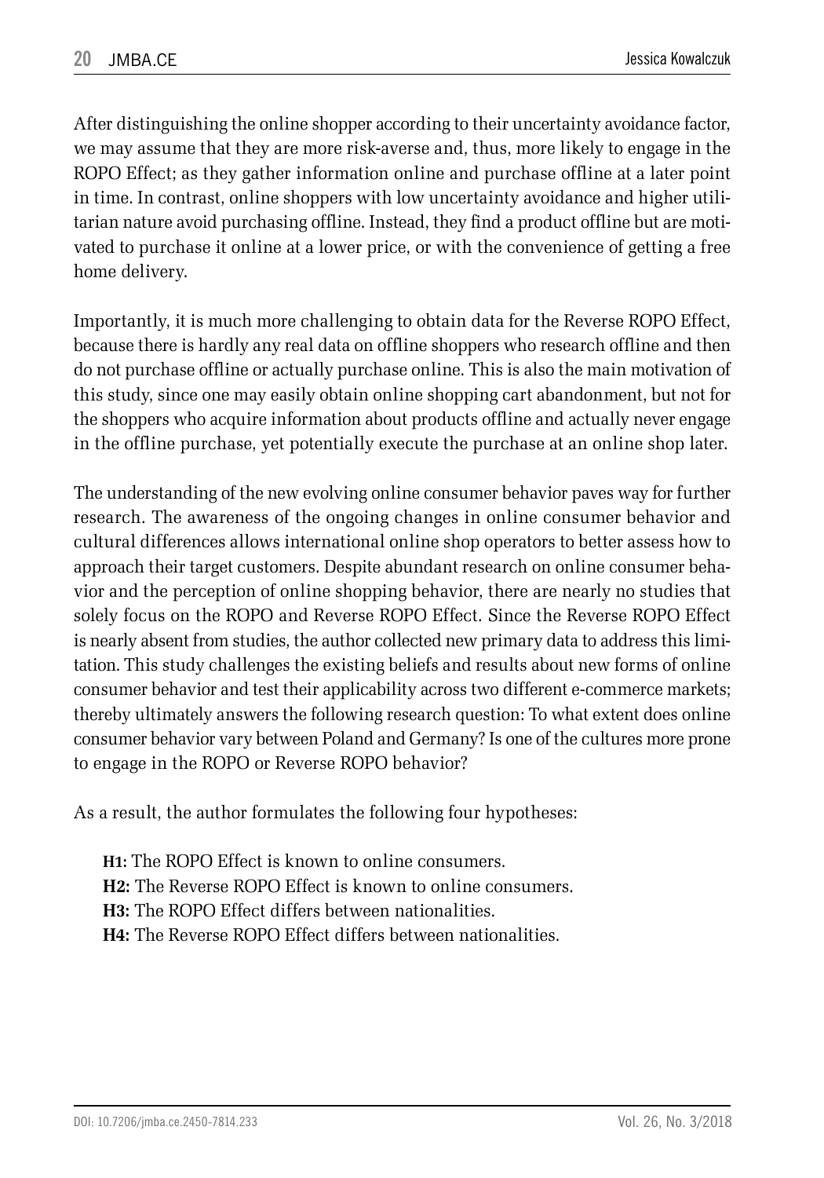After distinguishing the online shopper according to their uncertainty avoidance factor, we may assume that they are more risk-averse and, thus, more likely to engage in the ROPO Effect; as they gather information online and purchase offline at a later point in time. In contrast, online shoppers with low uncertainty avoidance and higher utilitarian nature avoid purchasing offline. Instead, they find a product offline but are motivated to purchase it online at a lower price, or with the convenience of getting a free home delivery.

Importantly, it is much more challenging to obtain data for the Reverse ROPO Effect, because there is hardly any real data on offline shoppers who research offline and then do not purchase offline or actually purchase online. This is also the main motivation of this study, since one may easily obtain online shopping cart abandonment, but not for the shoppers who acquire information about products offline and actually never engage in the offline purchase, yet potentially execute the purchase at an online shop later.

The understanding of the new evolving online consumer behavior paves way for further research. The awareness of the ongoing changes in online consumer behavior and cultural differences allows international online shop operators to better assess how to approach their target customers. Despite abundant research on online consumer behavior and the perception of online shopping behavior, there are nearly no studies that solely focus on the ROPO and Reverse ROPO Effect. Since the Reverse ROPO Effect is nearly absent from studies, the author collected new primary data to address this limitation. This study challenges the existing beliefs and results about new forms of online consumer behavior and test their applicability across two different e-commerce markets; thereby ultimately answers the following research question: To what extent does online consumer behavior vary between Poland and Germany? Is one of the cultures more prone to engage in the ROPO or Reverse ROPO behavior?

As a result, the author formulates the following four hypotheses:

**H1:** The ROPO Effect is known to online consumers.
**H2:** The Reverse ROPO Effect is known to online consumers.
**H3:** The ROPO Effect differs between nationalities.
**H4:** The Reverse ROPO Effect differs between nationalities.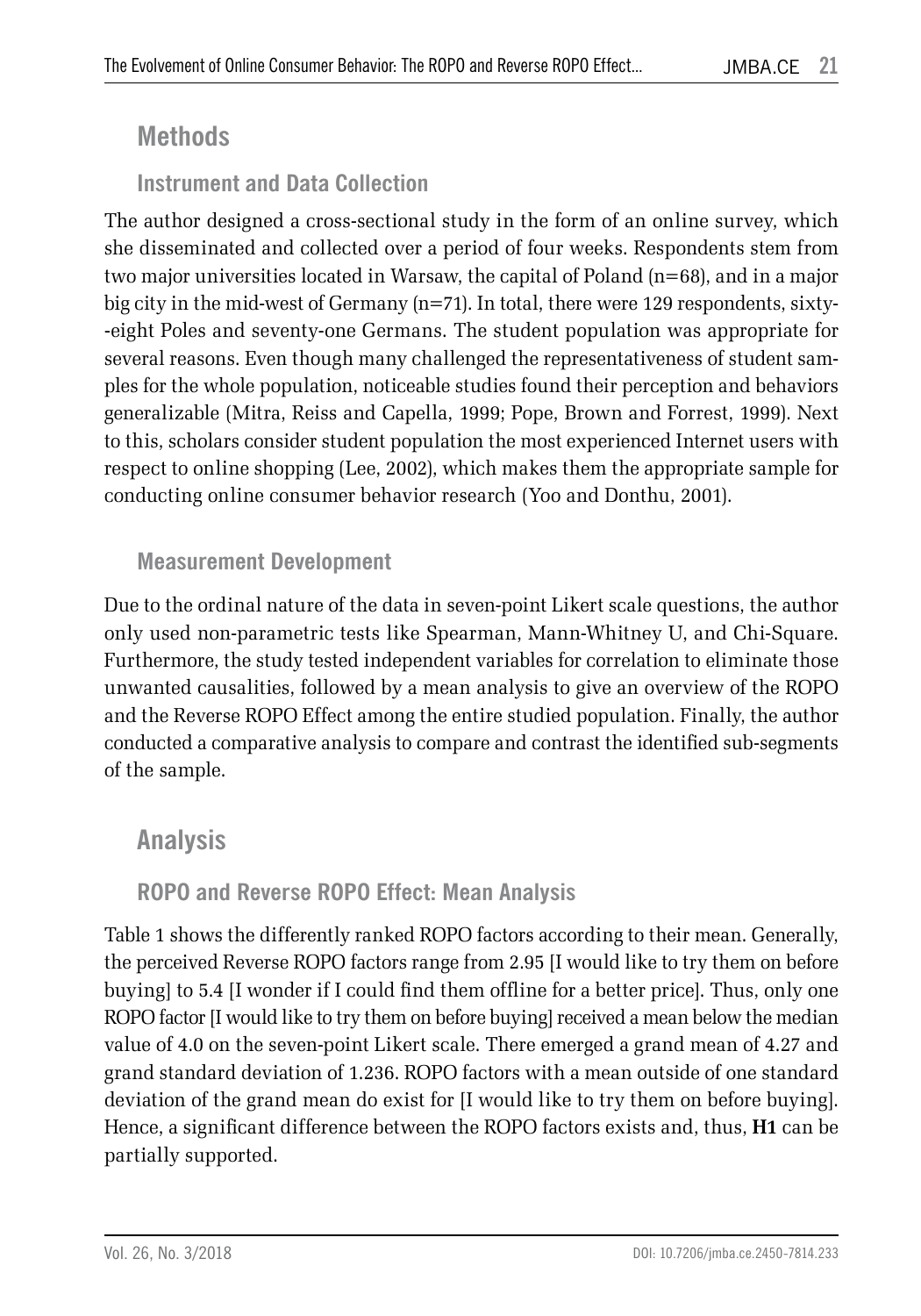## Methods

### Instrument and Data Collection

The author designed a cross-sectional study in the form of an online survey, which she disseminated and collected over a period of four weeks. Respondents stem from two major universities located in Warsaw, the capital of Poland (n=68), and in a major big city in the mid-west of Germany (n=71). In total, there were 129 respondents, sixty-eight Poles and seventy-one Germans. The student population was appropriate for several reasons. Even though many challenged the representativeness of student samples for the whole population, noticeable studies found their perception and behaviors generalizable (Mitra, Reiss and Capella, 1999; Pope, Brown and Forrest, 1999). Next to this, scholars consider student population the most experienced Internet users with respect to online shopping (Lee, 2002), which makes them the appropriate sample for conducting online consumer behavior research (Yoo and Donthu, 2001).

### Measurement Development

Due to the ordinal nature of the data in seven-point Likert scale questions, the author only used non-parametric tests like Spearman, Mann-Whitney U, and Chi-Square. Furthermore, the study tested independent variables for correlation to eliminate those unwanted causalities, followed by a mean analysis to give an overview of the ROPO and the Reverse ROPO Effect among the entire studied population. Finally, the author conducted a comparative analysis to compare and contrast the identified sub-segments of the sample.

## Analysis

### ROPO and Reverse ROPO Effect: Mean Analysis

Table 1 shows the differently ranked ROPO factors according to their mean. Generally, the perceived Reverse ROPO factors range from 2.95 [I would like to try them on before buying] to 5.4 [I wonder if I could find them offline for a better price]. Thus, only one ROPO factor [I would like to try them on before buying] received a mean below the median value of 4.0 on the seven-point Likert scale. There emerged a grand mean of 4.27 and grand standard deviation of 1.236. ROPO factors with a mean outside of one standard deviation of the grand mean do exist for [I would like to try them on before buying]. Hence, a significant difference between the ROPO factors exists and, thus, **H1** can be partially supported.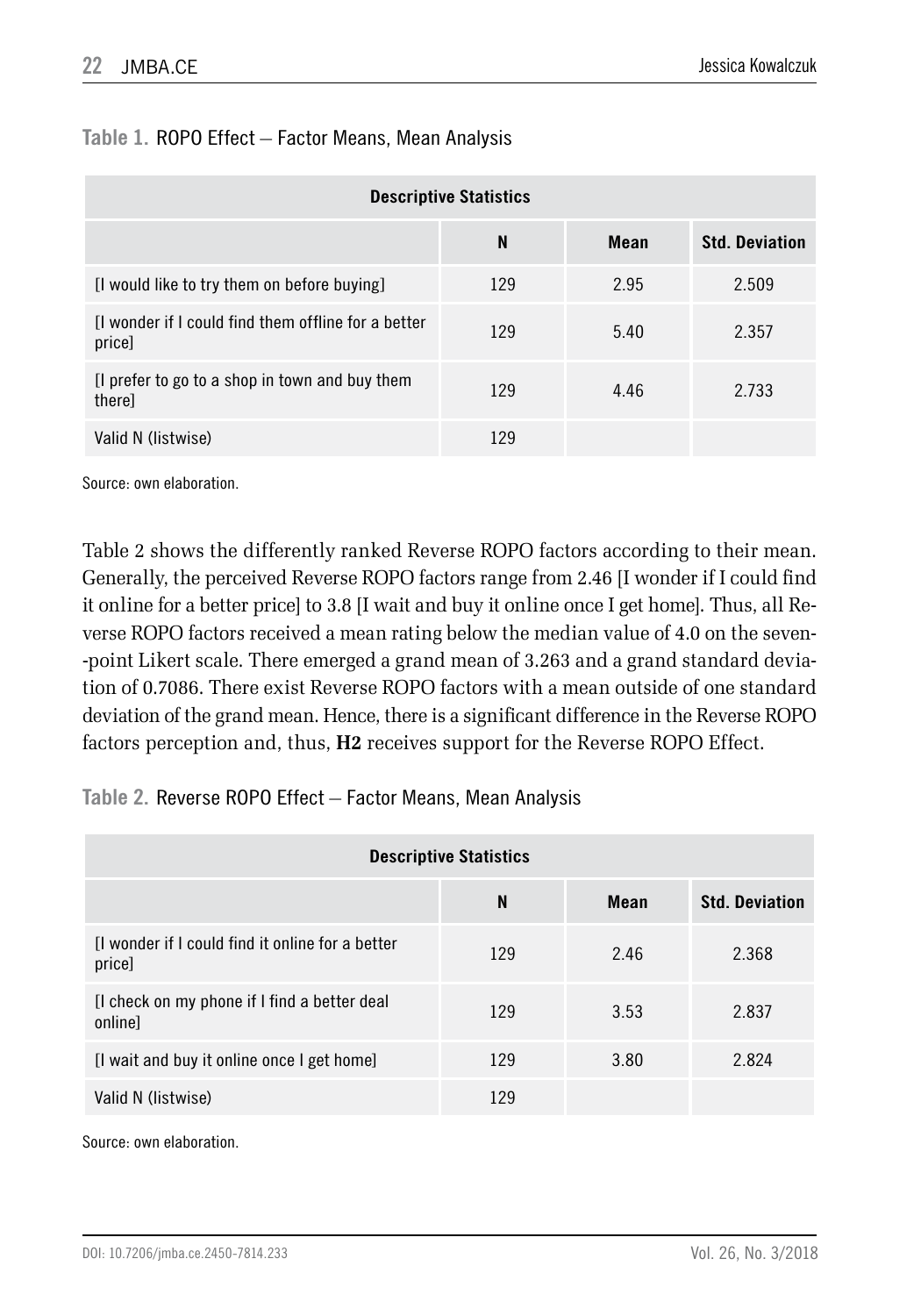**Table 1.** ROPO Effect – Factor Means, Mean Analysis

| Descriptive Statistics | | | |
|---|---|---|---|
| | N | Mean | Std. Deviation |
| [I would like to try them on before buying] | 129 | 2.95 | 2.509 |
| [I wonder if I could find them offline for a better price] | 129 | 5.40 | 2.357 |
| [I prefer to go to a shop in town and buy them there] | 129 | 4.46 | 2.733 |
| Valid N (listwise) | 129 | | |

Source: own elaboration.

Table 2 shows the differently ranked Reverse ROPO factors according to their mean. Generally, the perceived Reverse ROPO factors range from 2.46 [I wonder if I could find it online for a better price] to 3.8 [I wait and buy it online once I get home]. Thus, all Reverse ROPO factors received a mean rating below the median value of 4.0 on the seven-point Likert scale. There emerged a grand mean of 3.263 and a grand standard deviation of 0.7086. There exist Reverse ROPO factors with a mean outside of one standard deviation of the grand mean. Hence, there is a significant difference in the Reverse ROPO factors perception and, thus, **H2** receives support for the Reverse ROPO Effect.

**Table 2.** Reverse ROPO Effect – Factor Means, Mean Analysis

| Descriptive Statistics | | | |
|---|---|---|---|
| | N | Mean | Std. Deviation |
| [I wonder if I could find it online for a better price] | 129 | 2.46 | 2.368 |
| [I check on my phone if I find a better deal online] | 129 | 3.53 | 2.837 |
| [I wait and buy it online once I get home] | 129 | 3.80 | 2.824 |
| Valid N (listwise) | 129 | | |

Source: own elaboration.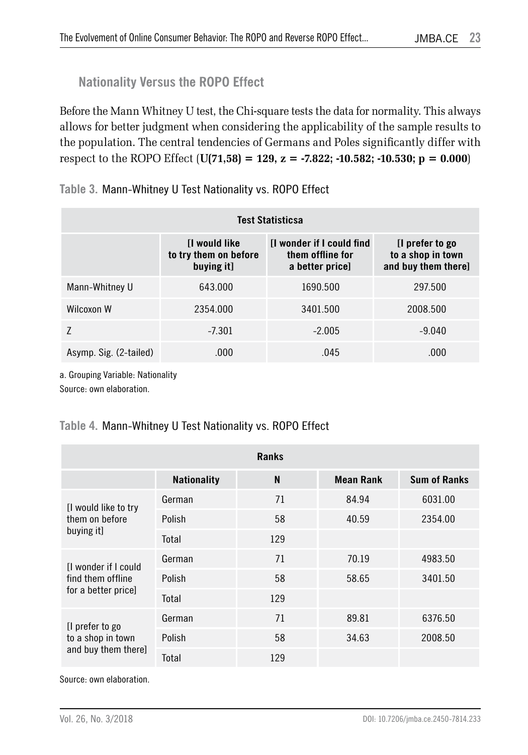### Nationality Versus the ROPO Effect

Before the Mann Whitney U test, the Chi-square tests the data for normality. This always allows for better judgment when considering the applicability of the sample results to the population. The central tendencies of Germans and Poles significantly differ with respect to the ROPO Effect (**U(71,58) = 129, z = -7.822; -10.582; -10.530; p = 0.000**)

Table 3. Mann-Whitney U Test Nationality vs. ROPO Effect

| Test Statisticsa | | | |
|---|---|---|---|
| | [I would like to try them on before buying it] | [I wonder if I could find them offline for a better price] | [I prefer to go to a shop in town and buy them there] |
| Mann-Whitney U | 643.000 | 1690.500 | 297.500 |
| Wilcoxon W | 2354.000 | 3401.500 | 2008.500 |
| Z | -7.301 | -2.005 | -9.040 |
| Asymp. Sig. (2-tailed) | .000 | .045 | .000 |

a. Grouping Variable: Nationality

Source: own elaboration.

Table 4. Mann-Whitney U Test Nationality vs. ROPO Effect

| Ranks | | | | |
|---|---|---|---|---|
| | **Nationality** | **N** | **Mean Rank** | **Sum of Ranks** |
| [I would like to try them on before buying it] | German | 71 | 84.94 | 6031.00 |
| | Polish | 58 | 40.59 | 2354.00 |
| | Total | 129 | | |
| [I wonder if I could find them offline for a better price] | German | 71 | 70.19 | 4983.50 |
| | Polish | 58 | 58.65 | 3401.50 |
| | Total | 129 | | |
| [I prefer to go to a shop in town and buy them there] | German | 71 | 89.81 | 6376.50 |
| | Polish | 58 | 34.63 | 2008.50 |
| | Total | 129 | | |

Source: own elaboration.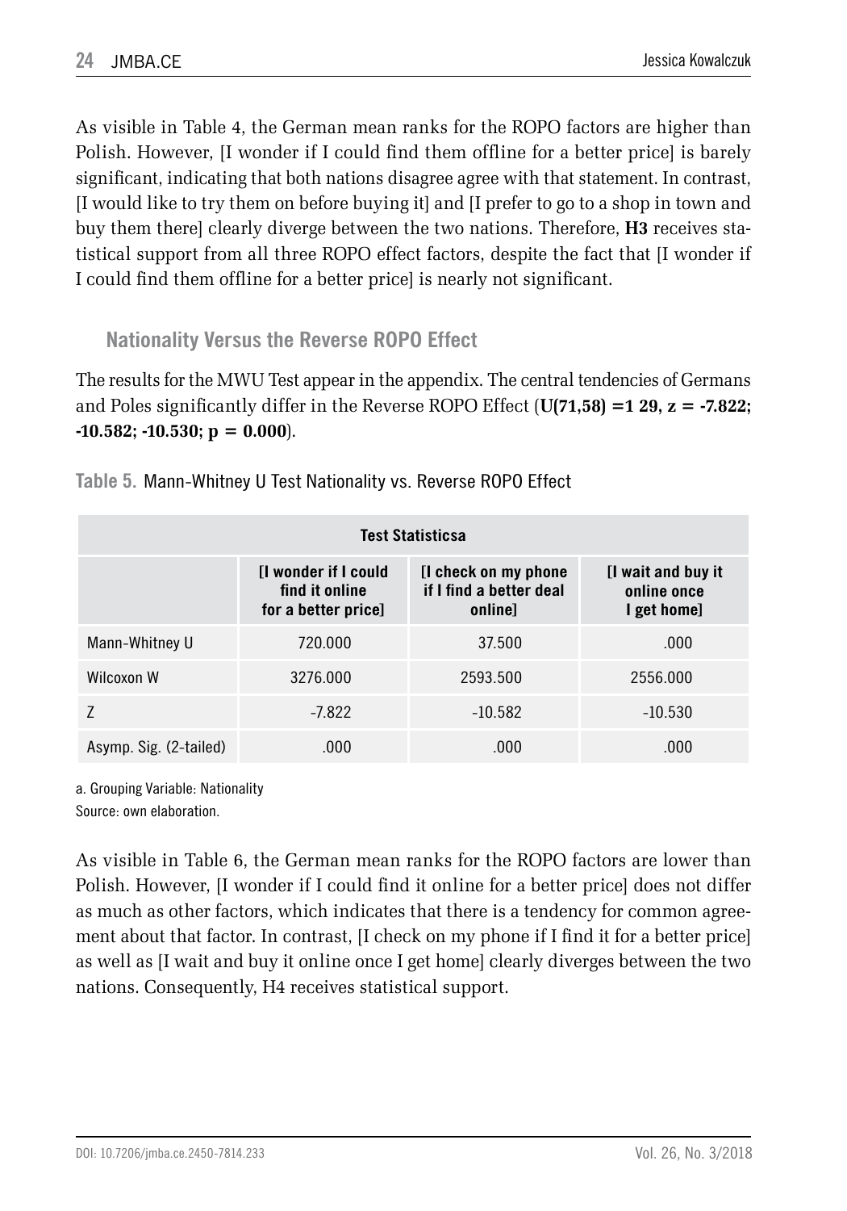As visible in Table 4, the German mean ranks for the ROPO factors are higher than Polish. However, [I wonder if I could find them offline for a better price] is barely significant, indicating that both nations disagree agree with that statement. In contrast, [I would like to try them on before buying it] and [I prefer to go to a shop in town and buy them there] clearly diverge between the two nations. Therefore, **H3** receives statistical support from all three ROPO effect factors, despite the fact that [I wonder if I could find them offline for a better price] is nearly not significant.

### Nationality Versus the Reverse ROPO Effect

The results for the MWU Test appear in the appendix. The central tendencies of Germans and Poles significantly differ in the Reverse ROPO Effect (**U(71,58) =1 29, z = -7.822; -10.582; -10.530; p = 0.000**).

Table 5. Mann-Whitney U Test Nationality vs. Reverse ROPO Effect

| Test Statisticsa | | | |
|---|---|---|---|
| | [I wonder if I could find it online for a better price] | [I check on my phone if I find a better deal online] | [I wait and buy it online once I get home] |
| Mann-Whitney U | 720.000 | 37.500 | .000 |
| Wilcoxon W | 3276.000 | 2593.500 | 2556.000 |
| Z | -7.822 | -10.582 | -10.530 |
| Asymp. Sig. (2-tailed) | .000 | .000 | .000 |

a. Grouping Variable: Nationality
Source: own elaboration.

As visible in Table 6, the German mean ranks for the ROPO factors are lower than Polish. However, [I wonder if I could find it online for a better price] does not differ as much as other factors, which indicates that there is a tendency for common agreement about that factor. In contrast, [I check on my phone if I find it for a better price] as well as [I wait and buy it online once I get home] clearly diverges between the two nations. Consequently, H4 receives statistical support.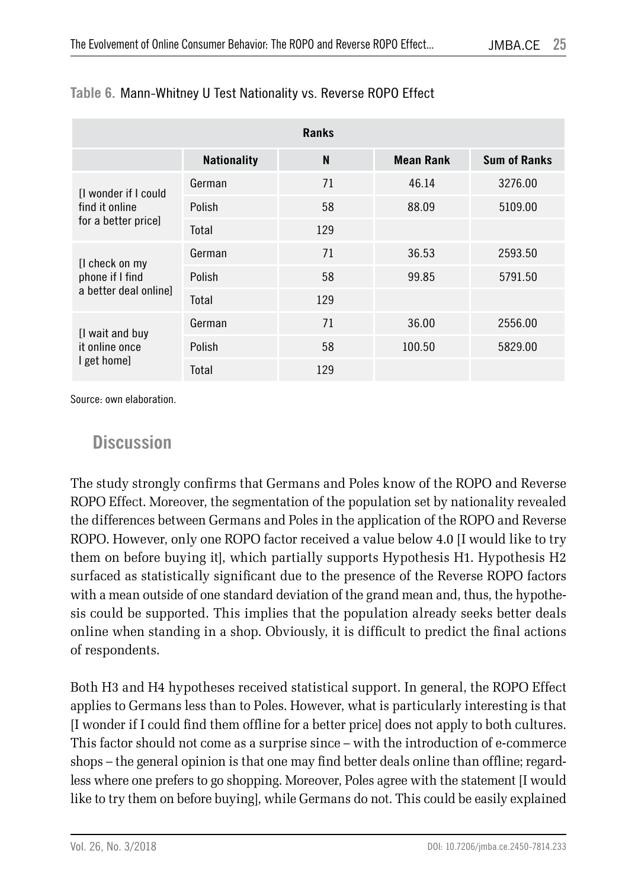**Table 6.** Mann-Whitney U Test Nationality vs. Reverse ROPO Effect

| Ranks | | | | |
|---|---|---|---|---|
| | **Nationality** | **N** | **Mean Rank** | **Sum of Ranks** |
| [I wonder if I could find it online for a better price] | German | 71 | 46.14 | 3276.00 |
| | Polish | 58 | 88.09 | 5109.00 |
| | Total | 129 | | |
| [I check on my phone if I find a better deal online] | German | 71 | 36.53 | 2593.50 |
| | Polish | 58 | 99.85 | 5791.50 |
| | Total | 129 | | |
| [I wait and buy it online once I get home] | German | 71 | 36.00 | 2556.00 |
| | Polish | 58 | 100.50 | 5829.00 |
| | Total | 129 | | |

Source: own elaboration.

## Discussion

The study strongly confirms that Germans and Poles know of the ROPO and Reverse ROPO Effect. Moreover, the segmentation of the population set by nationality revealed the differences between Germans and Poles in the application of the ROPO and Reverse ROPO. However, only one ROPO factor received a value below 4.0 [I would like to try them on before buying it], which partially supports Hypothesis H1. Hypothesis H2 surfaced as statistically significant due to the presence of the Reverse ROPO factors with a mean outside of one standard deviation of the grand mean and, thus, the hypothesis could be supported. This implies that the population already seeks better deals online when standing in a shop. Obviously, it is difficult to predict the final actions of respondents.

Both H3 and H4 hypotheses received statistical support. In general, the ROPO Effect applies to Germans less than to Poles. However, what is particularly interesting is that [I wonder if I could find them offline for a better price] does not apply to both cultures. This factor should not come as a surprise since – with the introduction of e-commerce shops – the general opinion is that one may find better deals online than offline; regardless where one prefers to go shopping. Moreover, Poles agree with the statement [I would like to try them on before buying], while Germans do not. This could be easily explained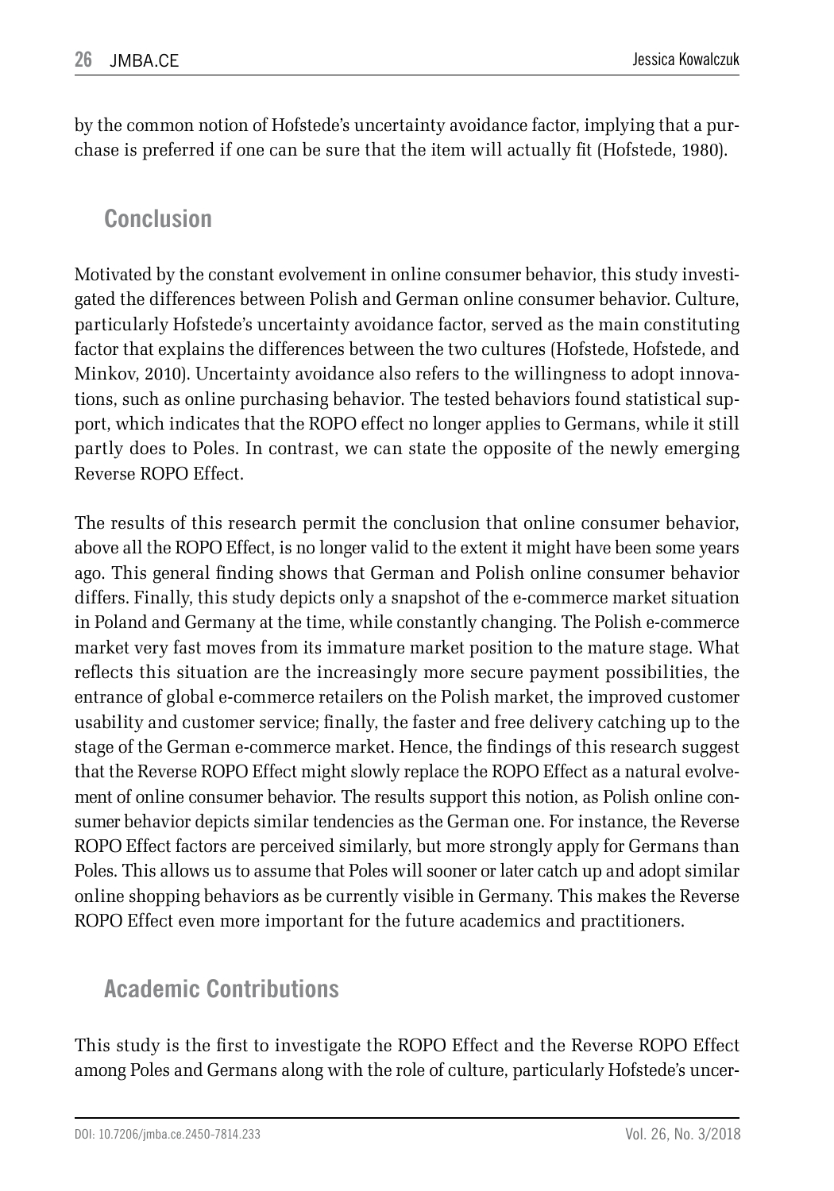by the common notion of Hofstede's uncertainty avoidance factor, implying that a purchase is preferred if one can be sure that the item will actually fit (Hofstede, 1980).

## Conclusion

Motivated by the constant evolvement in online consumer behavior, this study investigated the differences between Polish and German online consumer behavior. Culture, particularly Hofstede's uncertainty avoidance factor, served as the main constituting factor that explains the differences between the two cultures (Hofstede, Hofstede, and Minkov, 2010). Uncertainty avoidance also refers to the willingness to adopt innovations, such as online purchasing behavior. The tested behaviors found statistical support, which indicates that the ROPO effect no longer applies to Germans, while it still partly does to Poles. In contrast, we can state the opposite of the newly emerging Reverse ROPO Effect.

The results of this research permit the conclusion that online consumer behavior, above all the ROPO Effect, is no longer valid to the extent it might have been some years ago. This general finding shows that German and Polish online consumer behavior differs. Finally, this study depicts only a snapshot of the e-commerce market situation in Poland and Germany at the time, while constantly changing. The Polish e-commerce market very fast moves from its immature market position to the mature stage. What reflects this situation are the increasingly more secure payment possibilities, the entrance of global e-commerce retailers on the Polish market, the improved customer usability and customer service; finally, the faster and free delivery catching up to the stage of the German e-commerce market. Hence, the findings of this research suggest that the Reverse ROPO Effect might slowly replace the ROPO Effect as a natural evolvement of online consumer behavior. The results support this notion, as Polish online consumer behavior depicts similar tendencies as the German one. For instance, the Reverse ROPO Effect factors are perceived similarly, but more strongly apply for Germans than Poles. This allows us to assume that Poles will sooner or later catch up and adopt similar online shopping behaviors as be currently visible in Germany. This makes the Reverse ROPO Effect even more important for the future academics and practitioners.

## Academic Contributions

This study is the first to investigate the ROPO Effect and the Reverse ROPO Effect among Poles and Germans along with the role of culture, particularly Hofstede's uncer-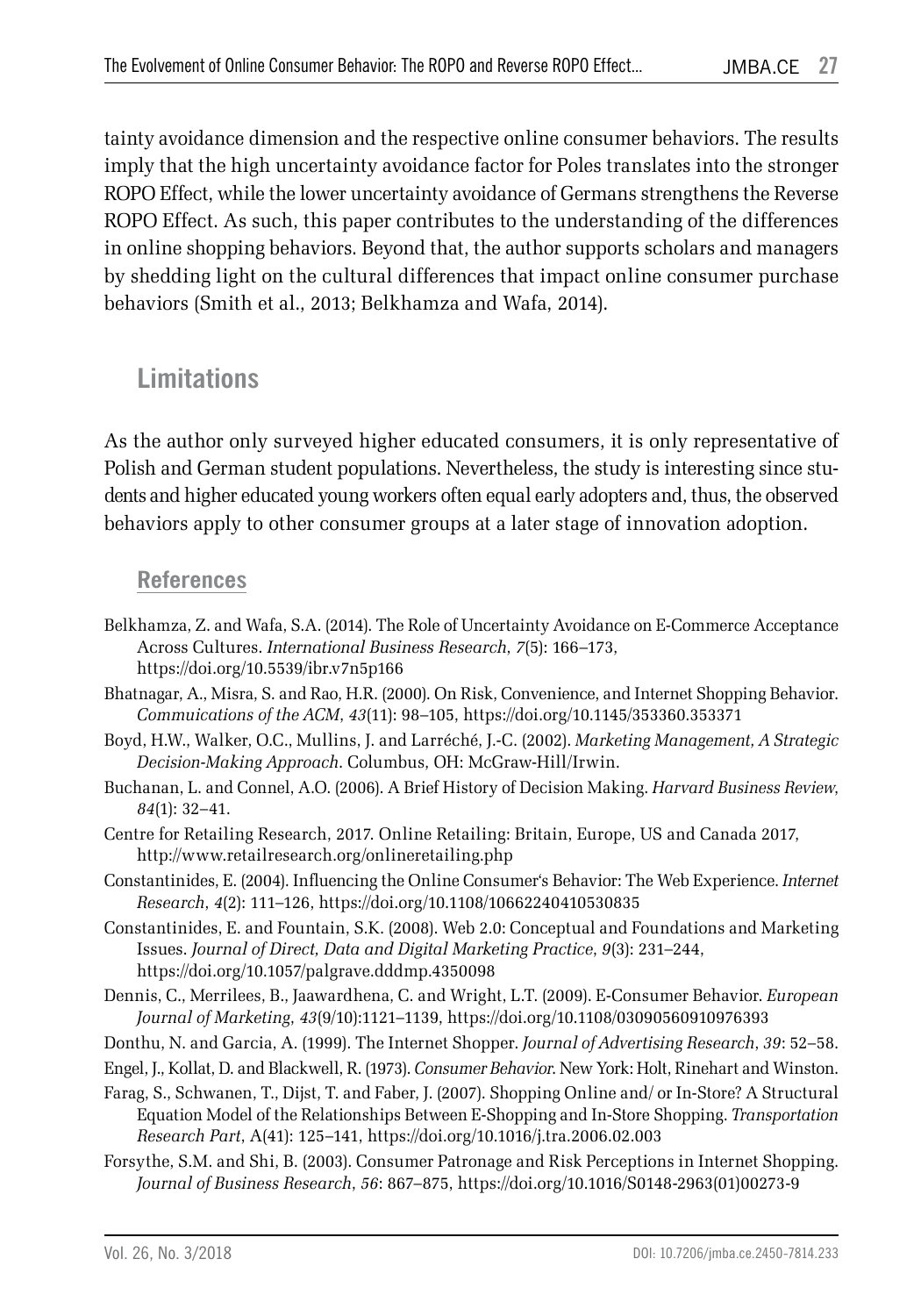tainty avoidance dimension and the respective online consumer behaviors. The results imply that the high uncertainty avoidance factor for Poles translates into the stronger ROPO Effect, while the lower uncertainty avoidance of Germans strengthens the Reverse ROPO Effect. As such, this paper contributes to the understanding of the differences in online shopping behaviors. Beyond that, the author supports scholars and managers by shedding light on the cultural differences that impact online consumer purchase behaviors (Smith et al., 2013; Belkhamza and Wafa, 2014).

## Limitations

As the author only surveyed higher educated consumers, it is only representative of Polish and German student populations. Nevertheless, the study is interesting since students and higher educated young workers often equal early adopters and, thus, the observed behaviors apply to other consumer groups at a later stage of innovation adoption.

### References

Belkhamza, Z. and Wafa, S.A. (2014). The Role of Uncertainty Avoidance on E-Commerce Acceptance Across Cultures. *International Business Research*, *7*(5): 166–173, https://doi.org/10.5539/ibr.v7n5p166

Bhatnagar, A., Misra, S. and Rao, H.R. (2000). On Risk, Convenience, and Internet Shopping Behavior. *Commuications of the ACM*, *43*(11): 98–105, https://doi.org/10.1145/353360.353371

Boyd, H.W., Walker, O.C., Mullins, J. and Larréché, J.-C. (2002). *Marketing Management, A Strategic Decision-Making Approach*. Columbus, OH: McGraw-Hill/Irwin.

Buchanan, L. and Connel, A.O. (2006). A Brief History of Decision Making. *Harvard Business Review*, *84*(1): 32–41.

Centre for Retailing Research, 2017. Online Retailing: Britain, Europe, US and Canada 2017, http://www.retailresearch.org/onlineretailing.php

Constantinides, E. (2004). Influencing the Online Consumer's Behavior: The Web Experience. *Internet Research*, *4*(2): 111–126, https://doi.org/10.1108/10662240410530835

Constantinides, E. and Fountain, S.K. (2008). Web 2.0: Conceptual and Foundations and Marketing Issues. *Journal of Direct, Data and Digital Marketing Practice*, *9*(3): 231–244, https://doi.org/10.1057/palgrave.dddmp.4350098

Dennis, C., Merrilees, B., Jaawardhena, C. and Wright, L.T. (2009). E-Consumer Behavior. *European Journal of Marketing*, *43*(9/10):1121–1139, https://doi.org/10.1108/03090560910976393

Donthu, N. and Garcia, A. (1999). The Internet Shopper. *Journal of Advertising Research*, *39*: 52–58.

Engel, J., Kollat, D. and Blackwell, R. (1973). *Consumer Behavior*. New York: Holt, Rinehart and Winston.

Farag, S., Schwanen, T., Dijst, T. and Faber, J. (2007). Shopping Online and/ or In-Store? A Structural Equation Model of the Relationships Between E-Shopping and In-Store Shopping. *Transportation Research Part*, A(41): 125–141, https://doi.org/10.1016/j.tra.2006.02.003

Forsythe, S.M. and Shi, B. (2003). Consumer Patronage and Risk Perceptions in Internet Shopping. *Journal of Business Research*, *56*: 867–875, https://doi.org/10.1016/S0148-2963(01)00273-9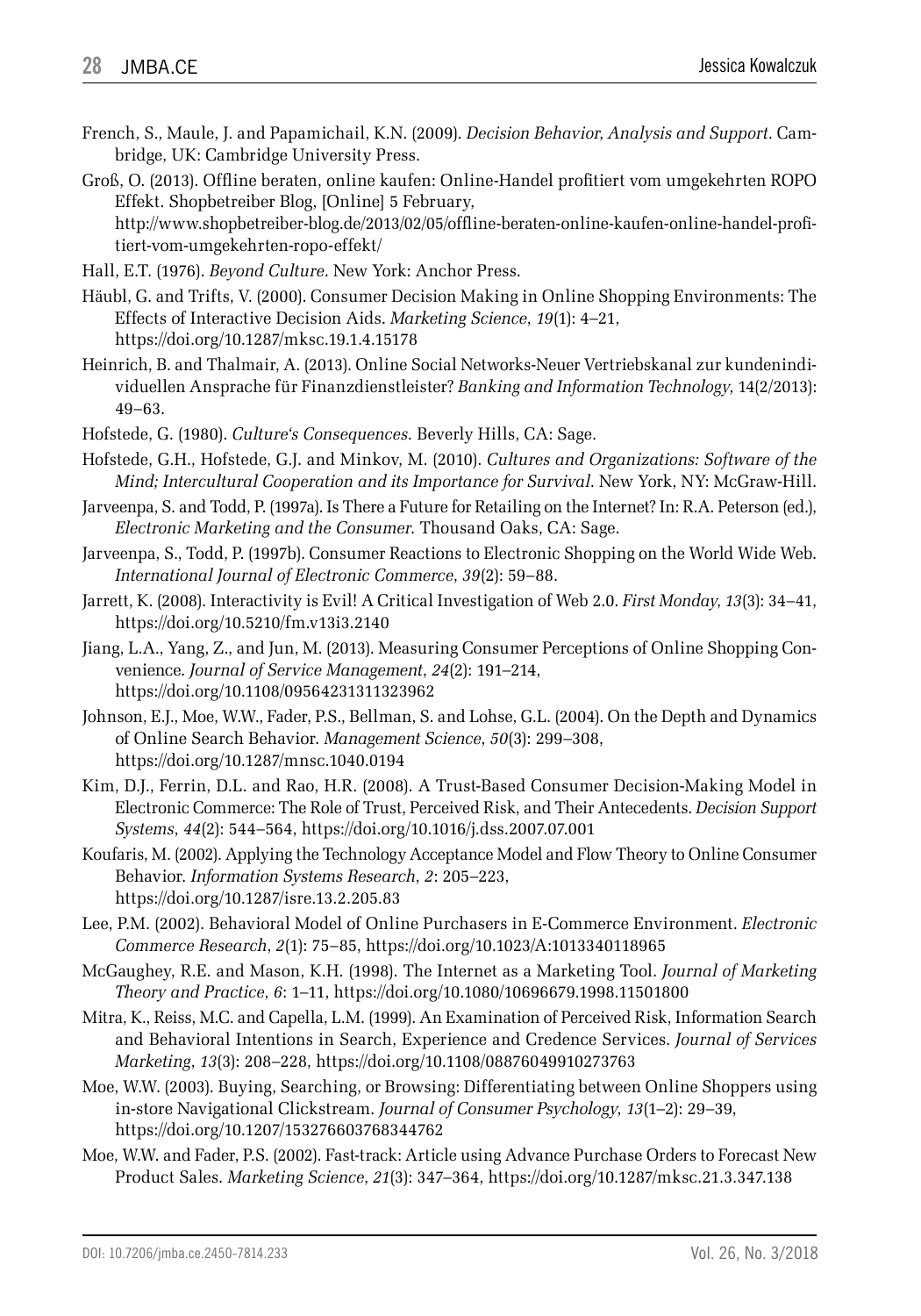French, S., Maule, J. and Papamichail, K.N. (2009). *Decision Behavior, Analysis and Support*. Cambridge, UK: Cambridge University Press.

Groß, O. (2013). Offline beraten, online kaufen: Online-Handel profitiert vom umgekehrten ROPO Effekt. Shopbetreiber Blog, [Online] 5 February, http://www.shopbetreiber-blog.de/2013/02/05/offline-beraten-online-kaufen-online-handel-profitiert-vom-umgekehrten-ropo-effekt/

Hall, E.T. (1976). *Beyond Culture*. New York: Anchor Press.

Häubl, G. and Trifts, V. (2000). Consumer Decision Making in Online Shopping Environments: The Effects of Interactive Decision Aids. *Marketing Science*, *19*(1): 4–21, https://doi.org/10.1287/mksc.19.1.4.15178

Heinrich, B. and Thalmair, A. (2013). Online Social Networks-Neuer Vertriebskanal zur kundenindividuellen Ansprache für Finanzdienstleister? *Banking and Information Technology*, 14(2/2013): 49–63.

Hofstede, G. (1980). *Culture's Consequences*. Beverly Hills, CA: Sage.

Hofstede, G.H., Hofstede, G.J. and Minkov, M. (2010). *Cultures and Organizations: Software of the Mind; Intercultural Cooperation and its Importance for Survival*. New York, NY: McGraw-Hill.

Jarveenpa, S. and Todd, P. (1997a). Is There a Future for Retailing on the Internet? In: R.A. Peterson (ed.), *Electronic Marketing and the Consumer*. Thousand Oaks, CA: Sage.

Jarveenpa, S., Todd, P. (1997b). Consumer Reactions to Electronic Shopping on the World Wide Web. *International Journal of Electronic Commerce*, *39*(2): 59–88.

Jarrett, K. (2008). Interactivity is Evil! A Critical Investigation of Web 2.0. *First Monday*, *13*(3): 34–41, https://doi.org/10.5210/fm.v13i3.2140

Jiang, L.A., Yang, Z., and Jun, M. (2013). Measuring Consumer Perceptions of Online Shopping Convenience. *Journal of Service Management*, *24*(2): 191–214, https://doi.org/10.1108/09564231311323962

Johnson, E.J., Moe, W.W., Fader, P.S., Bellman, S. and Lohse, G.L. (2004). On the Depth and Dynamics of Online Search Behavior. *Management Science*, *50*(3): 299–308, https://doi.org/10.1287/mnsc.1040.0194

Kim, D.J., Ferrin, D.L. and Rao, H.R. (2008). A Trust-Based Consumer Decision-Making Model in Electronic Commerce: The Role of Trust, Perceived Risk, and Their Antecedents. *Decision Support Systems*, *44*(2): 544–564, https://doi.org/10.1016/j.dss.2007.07.001

Koufaris, M. (2002). Applying the Technology Acceptance Model and Flow Theory to Online Consumer Behavior. *Information Systems Research*, *2*: 205–223, https://doi.org/10.1287/isre.13.2.205.83

Lee, P.M. (2002). Behavioral Model of Online Purchasers in E-Commerce Environment. *Electronic Commerce Research*, *2*(1): 75–85, https://doi.org/10.1023/A:1013340118965

McGaughey, R.E. and Mason, K.H. (1998). The Internet as a Marketing Tool. *Journal of Marketing Theory and Practice*, *6*: 1–11, https://doi.org/10.1080/10696679.1998.11501800

Mitra, K., Reiss, M.C. and Capella, L.M. (1999). An Examination of Perceived Risk, Information Search and Behavioral Intentions in Search, Experience and Credence Services. *Journal of Services Marketing*, *13*(3): 208–228, https://doi.org/10.1108/08876049910273763

Moe, W.W. (2003). Buying, Searching, or Browsing: Differentiating between Online Shoppers using in-store Navigational Clickstream. *Journal of Consumer Psychology*, *13*(1–2): 29–39, https://doi.org/10.1207/153276603768344762

Moe, W.W. and Fader, P.S. (2002). Fast-track: Article using Advance Purchase Orders to Forecast New Product Sales. *Marketing Science*, *21*(3): 347–364, https://doi.org/10.1287/mksc.21.3.347.138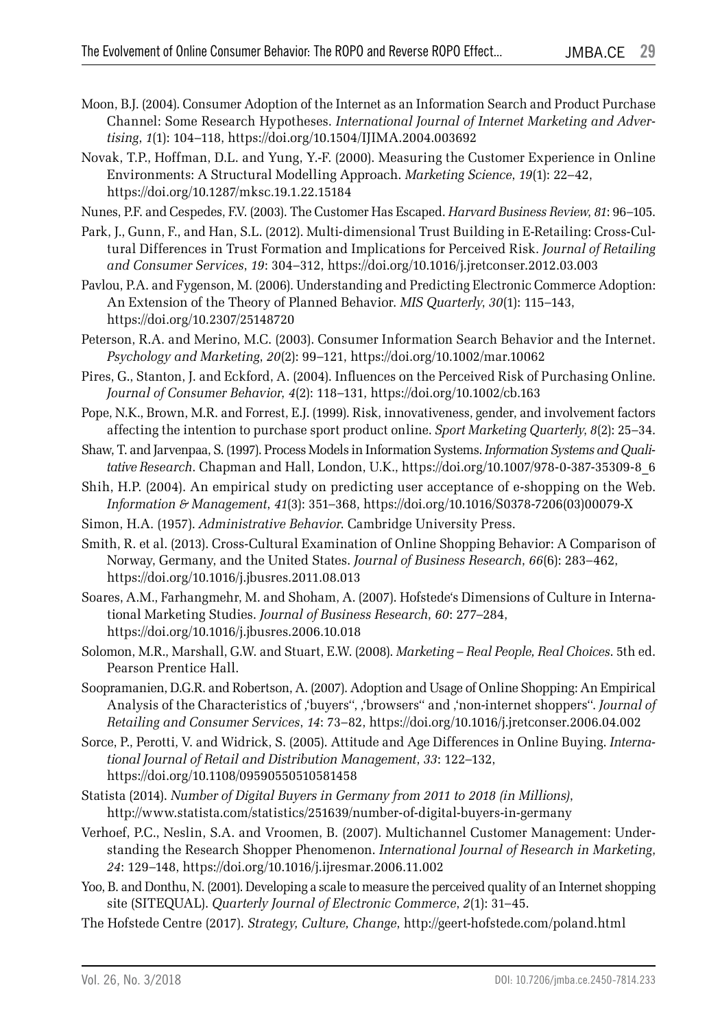Moon, B.J. (2004). Consumer Adoption of the Internet as an Information Search and Product Purchase Channel: Some Research Hypotheses. *International Journal of Internet Marketing and Advertising*, *1*(1): 104–118, https://doi.org/10.1504/IJIMA.2004.003692

Novak, T.P., Hoffman, D.L. and Yung, Y.-F. (2000). Measuring the Customer Experience in Online Environments: A Structural Modelling Approach. *Marketing Science*, *19*(1): 22–42, https://doi.org/10.1287/mksc.19.1.22.15184

Nunes, P.F. and Cespedes, F.V. (2003). The Customer Has Escaped. *Harvard Business Review*, *81*: 96–105.

Park, J., Gunn, F., and Han, S.L. (2012). Multi-dimensional Trust Building in E-Retailing: Cross-Cultural Differences in Trust Formation and Implications for Perceived Risk. *Journal of Retailing and Consumer Services*, *19*: 304–312, https://doi.org/10.1016/j.jretconser.2012.03.003

Pavlou, P.A. and Fygenson, M. (2006). Understanding and Predicting Electronic Commerce Adoption: An Extension of the Theory of Planned Behavior. *MIS Quarterly*, *30*(1): 115–143, https://doi.org/10.2307/25148720

Peterson, R.A. and Merino, M.C. (2003). Consumer Information Search Behavior and the Internet. *Psychology and Marketing*, *20*(2): 99–121, https://doi.org/10.1002/mar.10062

Pires, G., Stanton, J. and Eckford, A. (2004). Influences on the Perceived Risk of Purchasing Online. *Journal of Consumer Behavior*, *4*(2): 118–131, https://doi.org/10.1002/cb.163

Pope, N.K., Brown, M.R. and Forrest, E.J. (1999). Risk, innovativeness, gender, and involvement factors affecting the intention to purchase sport product online. *Sport Marketing Quarterly*, *8*(2): 25–34.

Shaw, T. and Jarvenpaa, S. (1997). Process Models in Information Systems. *Information Systems and Qualitative Research*. Chapman and Hall, London, U.K., https://doi.org/10.1007/978-0-387-35309-8_6

Shih, H.P. (2004). An empirical study on predicting user acceptance of e-shopping on the Web. *Information & Management*, *41*(3): 351–368, https://doi.org/10.1016/S0378-7206(03)00079-X

Simon, H.A. (1957). *Administrative Behavior*. Cambridge University Press.

Smith, R. et al. (2013). Cross-Cultural Examination of Online Shopping Behavior: A Comparison of Norway, Germany, and the United States. *Journal of Business Research*, *66*(6): 283–462, https://doi.org/10.1016/j.jbusres.2011.08.013

Soares, A.M., Farhangmehr, M. and Shoham, A. (2007). Hofstede's Dimensions of Culture in International Marketing Studies. *Journal of Business Research*, *60*: 277–284, https://doi.org/10.1016/j.jbusres.2006.10.018

Solomon, M.R., Marshall, G.W. and Stuart, E.W. (2008). *Marketing – Real People, Real Choices*. 5th ed. Pearson Prentice Hall.

Soopramanien, D.G.R. and Robertson, A. (2007). Adoption and Usage of Online Shopping: An Empirical Analysis of the Characteristics of ,'buyers", ,'browsers" and ,'non-internet shoppers". *Journal of Retailing and Consumer Services*, *14*: 73–82, https://doi.org/10.1016/j.jretconser.2006.04.002

Sorce, P., Perotti, V. and Widrick, S. (2005). Attitude and Age Differences in Online Buying. *International Journal of Retail and Distribution Management*, *33*: 122–132, https://doi.org/10.1108/09590550510581458

Statista (2014). *Number of Digital Buyers in Germany from 2011 to 2018 (in Millions)*, http://www.statista.com/statistics/251639/number-of-digital-buyers-in-germany

Verhoef, P.C., Neslin, S.A. and Vroomen, B. (2007). Multichannel Customer Management: Understanding the Research Shopper Phenomenon. *International Journal of Research in Marketing*, *24*: 129–148, https://doi.org/10.1016/j.ijresmar.2006.11.002

Yoo, B. and Donthu, N. (2001). Developing a scale to measure the perceived quality of an Internet shopping site (SITEQUAL). *Quarterly Journal of Electronic Commerce*, *2*(1): 31–45.

The Hofstede Centre (2017). *Strategy, Culture, Change*, http://geert-hofstede.com/poland.html